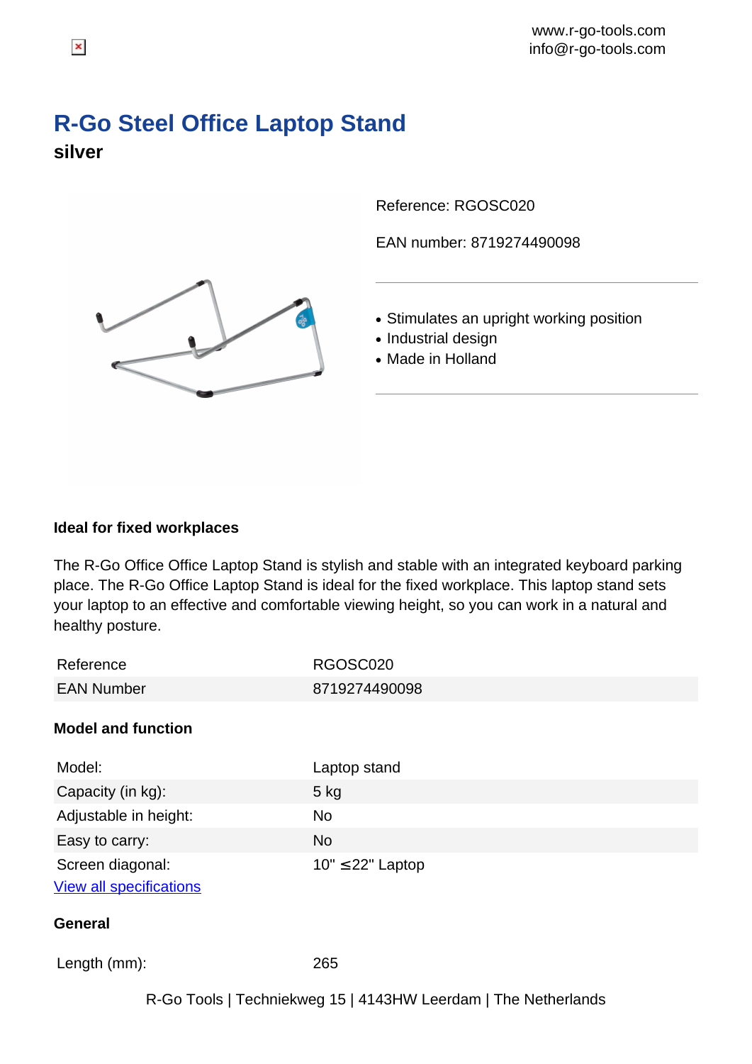www.r-go-tools.com
info@r-go-tools.com

# R-Go Steel Office Laptop Stand

## silver

Reference: RGOSC020

EAN number: 8719274490098

- Stimulates an upright working position
- Industrial design
- Made in Holland

### Ideal for fixed workplaces

The R-Go Office Office Laptop Stand is stylish and stable with an integrated keyboard parking place. The R-Go Office Laptop Stand is ideal for the fixed workplace. This laptop stand sets your laptop to an effective and comfortable viewing height, so you can work in a natural and healthy posture.

| | |
|---|---|
| Reference | RGOSC020 |
| EAN Number | 8719274490098 |

### Model and function

| | |
|---|---|
| Model: | Laptop stand |
| Capacity (in kg): | 5 kg |
| Adjustable in height: | No |
| Easy to carry: | No |
| Screen diagonal: | 10" ≤22" Laptop |

View all specifications

### General

| | |
|---|---|
| Length (mm): | 265 |

R-Go Tools | Techniekweg 15 | 4143HW Leerdam | The Netherlands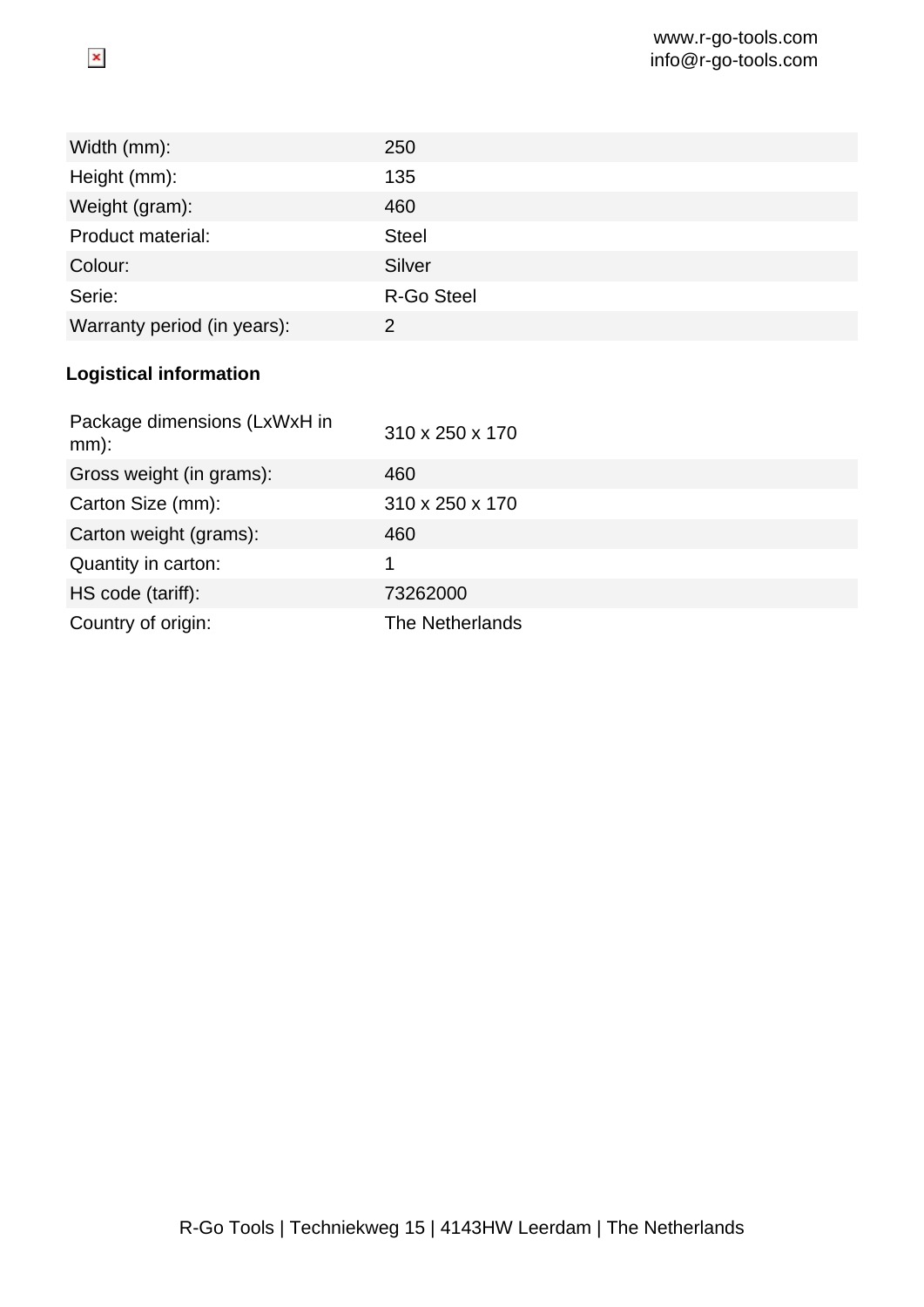| | |
|---|---|
| Width (mm): | 250 |
| Height (mm): | 135 |
| Weight (gram): | 460 |
| Product material: | Steel |
| Colour: | Silver |
| Serie: | R-Go Steel |
| Warranty period (in years): | 2 |

**Logistical information**

| | |
|---|---|
| Package dimensions (LxWxH in mm): | 310 x 250 x 170 |
| Gross weight (in grams): | 460 |
| Carton Size (mm): | 310 x 250 x 170 |
| Carton weight (grams): | 460 |
| Quantity in carton: | 1 |
| HS code (tariff): | 73262000 |
| Country of origin: | The Netherlands |